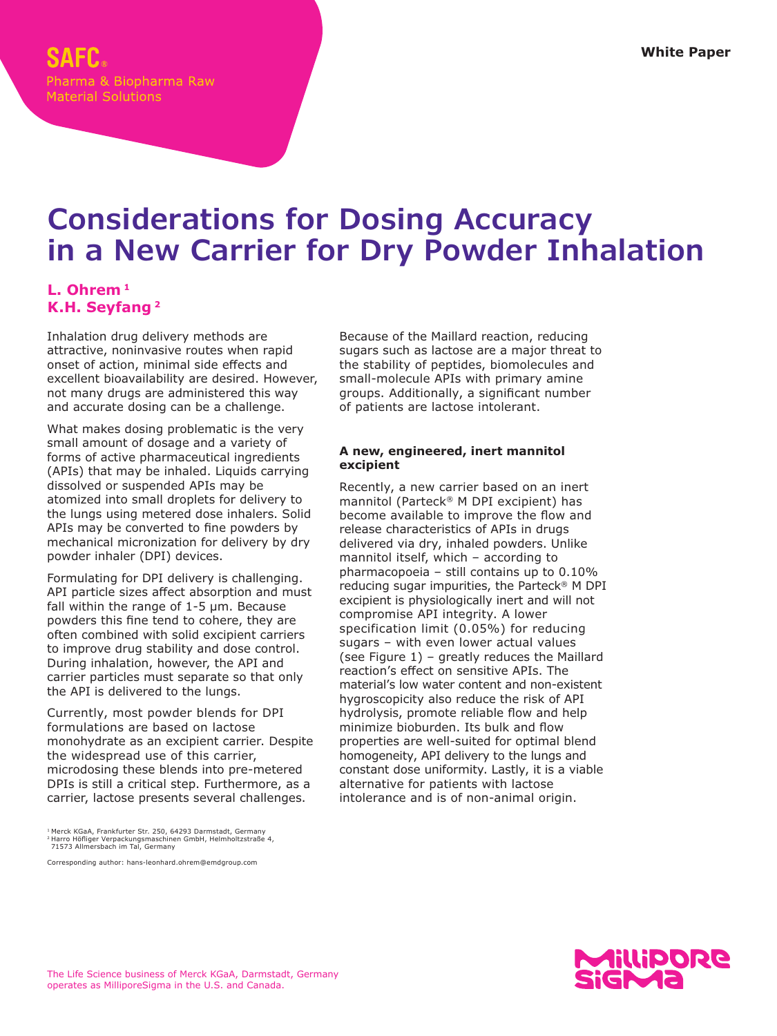SAFC®
Pharma & Biopharma Raw Material Solutions

White Paper

# Considerations for Dosing Accuracy in a New Carrier for Dry Powder Inhalation

**L. Ohrem** [1]
**K.H. Seyfang** [2]

Inhalation drug delivery methods are attractive, noninvasive routes when rapid onset of action, minimal side effects and excellent bioavailability are desired. However, not many drugs are administered this way and accurate dosing can be a challenge.

What makes dosing problematic is the very small amount of dosage and a variety of forms of active pharmaceutical ingredients (APIs) that may be inhaled. Liquids carrying dissolved or suspended APIs may be atomized into small droplets for delivery to the lungs using metered dose inhalers. Solid APIs may be converted to fine powders by mechanical micronization for delivery by dry powder inhaler (DPI) devices.

Formulating for DPI delivery is challenging. API particle sizes affect absorption and must fall within the range of 1-5 µm. Because powders this fine tend to cohere, they are often combined with solid excipient carriers to improve drug stability and dose control. During inhalation, however, the API and carrier particles must separate so that only the API is delivered to the lungs.

Currently, most powder blends for DPI formulations are based on lactose monohydrate as an excipient carrier. Despite the widespread use of this carrier, microdosing these blends into pre-metered DPIs is still a critical step. Furthermore, as a carrier, lactose presents several challenges.

Because of the Maillard reaction, reducing sugars such as lactose are a major threat to the stability of peptides, biomolecules and small-molecule APIs with primary amine groups. Additionally, a significant number of patients are lactose intolerant.

### A new, engineered, inert mannitol excipient

Recently, a new carrier based on an inert mannitol (Parteck® M DPI excipient) has become available to improve the flow and release characteristics of APIs in drugs delivered via dry, inhaled powders. Unlike mannitol itself, which – according to pharmacopoeia – still contains up to 0.10% reducing sugar impurities, the Parteck® M DPI excipient is physiologically inert and will not compromise API integrity. A lower specification limit (0.05%) for reducing sugars – with even lower actual values (see Figure 1) – greatly reduces the Maillard reaction's effect on sensitive APIs. The material's low water content and non-existent hygroscopicity also reduce the risk of API hydrolysis, promote reliable flow and help minimize bioburden. Its bulk and flow properties are well-suited for optimal blend homogeneity, API delivery to the lungs and constant dose uniformity. Lastly, it is a viable alternative for patients with lactose intolerance and is of non-animal origin.

[1] Merck KGaA, Frankfurter Str. 250, 64293 Darmstadt, Germany
[2] Harro Höfliger Verpackungsmaschinen GmbH, Helmholtzstraße 4, 71573 Allmersbach im Tal, Germany

Corresponding author: hans-leonhard.ohrem@emdgroup.com

The Life Science business of Merck KGaA, Darmstadt, Germany operates as MilliporeSigma in the U.S. and Canada.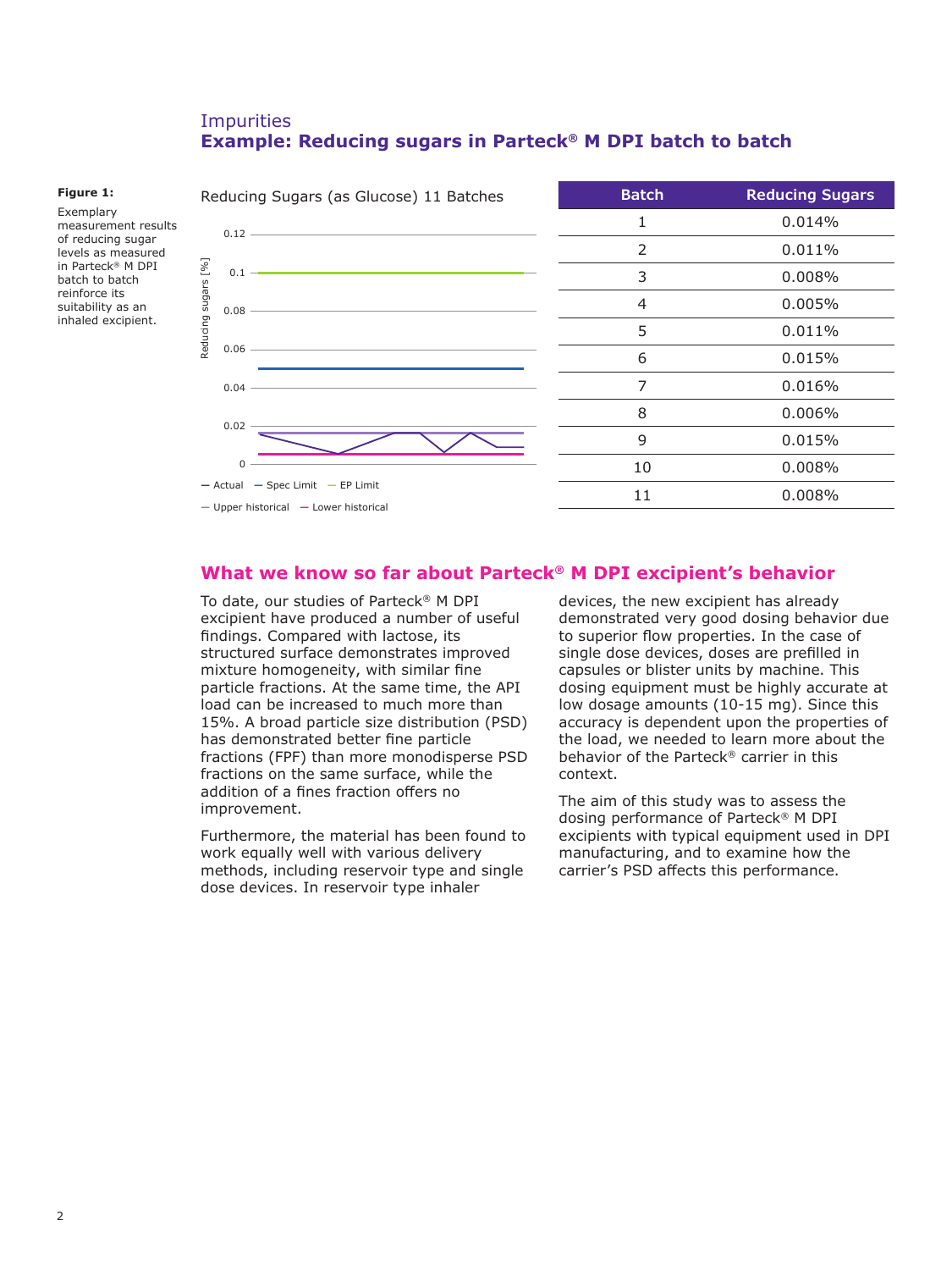## Impurities

### Example: Reducing sugars in Parteck® M DPI batch to batch

**Figure 1:**

Exemplary measurement results of reducing sugar levels as measured in Parteck® M DPI batch to batch reinforce its suitability as an inhaled excipient.

Reducing Sugars (as Glucose) 11 Batches

Reducing sugars [%]

0.12
0.1
0.08
0.06
0.04
0.02
0

— Actual — Spec Limit — EP Limit
— Upper historical — Lower historical

| Batch | Reducing Sugars |
|---|---|
| 1 | 0.014% |
| 2 | 0.011% |
| 3 | 0.008% |
| 4 | 0.005% |
| 5 | 0.011% |
| 6 | 0.015% |
| 7 | 0.016% |
| 8 | 0.006% |
| 9 | 0.015% |
| 10 | 0.008% |
| 11 | 0.008% |

## What we know so far about Parteck® M DPI excipient's behavior

To date, our studies of Parteck® M DPI excipient have produced a number of useful findings. Compared with lactose, its structured surface demonstrates improved mixture homogeneity, with similar fine particle fractions. At the same time, the API load can be increased to much more than 15%. A broad particle size distribution (PSD) has demonstrated better fine particle fractions (FPF) than more monodisperse PSD fractions on the same surface, while the addition of a fines fraction offers no improvement.

Furthermore, the material has been found to work equally well with various delivery methods, including reservoir type and single dose devices. In reservoir type inhaler devices, the new excipient has already demonstrated very good dosing behavior due to superior flow properties. In the case of single dose devices, doses are prefilled in capsules or blister units by machine. This dosing equipment must be highly accurate at low dosage amounts (10-15 mg). Since this accuracy is dependent upon the properties of the load, we needed to learn more about the behavior of the Parteck® carrier in this context.

The aim of this study was to assess the dosing performance of Parteck® M DPI excipients with typical equipment used in DPI manufacturing, and to examine how the carrier's PSD affects this performance.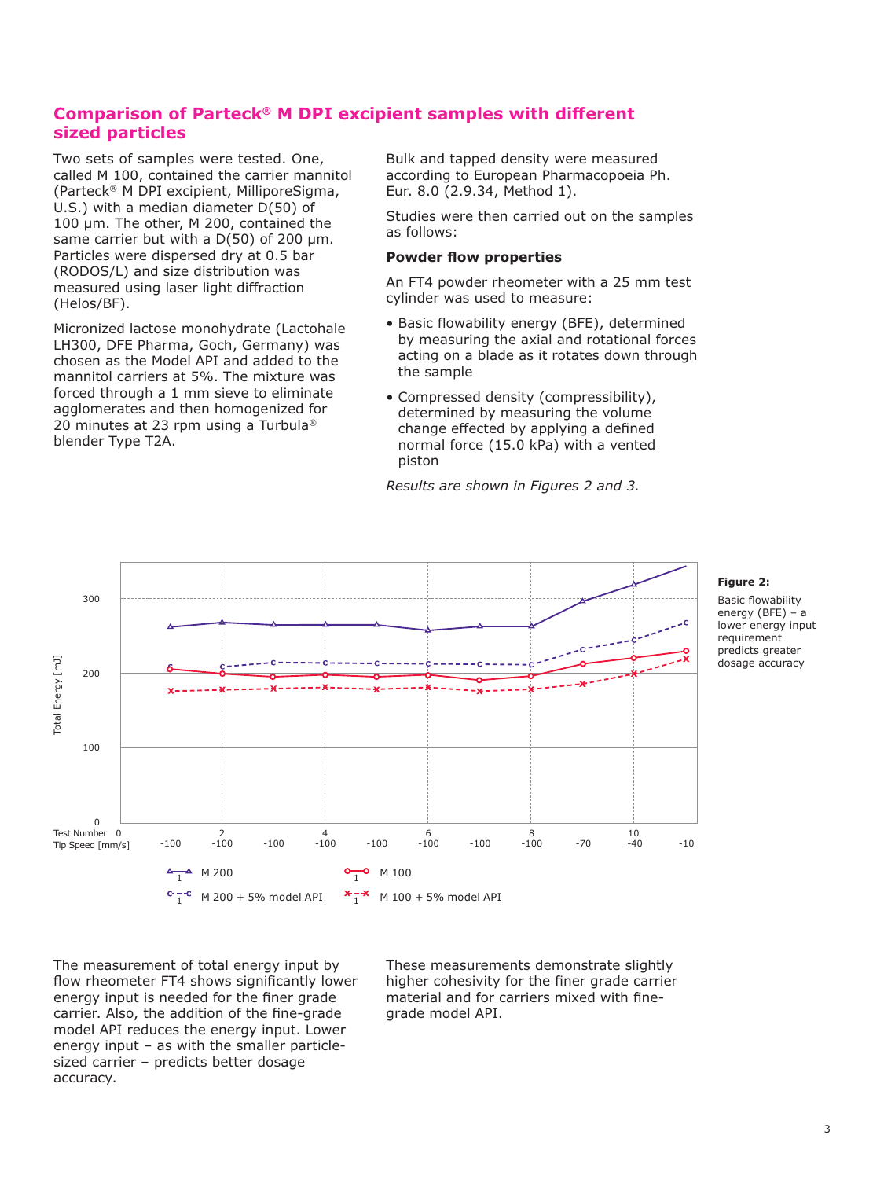## Comparison of Parteck® M DPI excipient samples with different sized particles

Two sets of samples were tested. One, called M 100, contained the carrier mannitol (Parteck® M DPI excipient, MilliporeSigma, U.S.) with a median diameter D(50) of 100 µm. The other, M 200, contained the same carrier but with a D(50) of 200 µm. Particles were dispersed dry at 0.5 bar (RODOS/L) and size distribution was measured using laser light diffraction (Helos/BF).

Micronized lactose monohydrate (Lactohale LH300, DFE Pharma, Goch, Germany) was chosen as the Model API and added to the mannitol carriers at 5%. The mixture was forced through a 1 mm sieve to eliminate agglomerates and then homogenized for 20 minutes at 23 rpm using a Turbula® blender Type T2A.

Bulk and tapped density were measured according to European Pharmacopoeia Ph. Eur. 8.0 (2.9.34, Method 1).

Studies were then carried out on the samples as follows:

**Powder flow properties**

An FT4 powder rheometer with a 25 mm test cylinder was used to measure:

- Basic flowability energy (BFE), determined by measuring the axial and rotational forces acting on a blade as it rotates down through the sample
- Compressed density (compressibility), determined by measuring the volume change effected by applying a defined normal force (15.0 kPa) with a vented piston

*Results are shown in Figures 2 and 3.*

**Figure 2:** Basic flowability energy (BFE) – a lower energy input requirement predicts greater dosage accuracy

The measurement of total energy input by flow rheometer FT4 shows significantly lower energy input is needed for the finer grade carrier. Also, the addition of the fine-grade model API reduces the energy input. Lower energy input – as with the smaller particle-sized carrier – predicts better dosage accuracy.

These measurements demonstrate slightly higher cohesivity for the finer grade carrier material and for carriers mixed with fine-grade model API.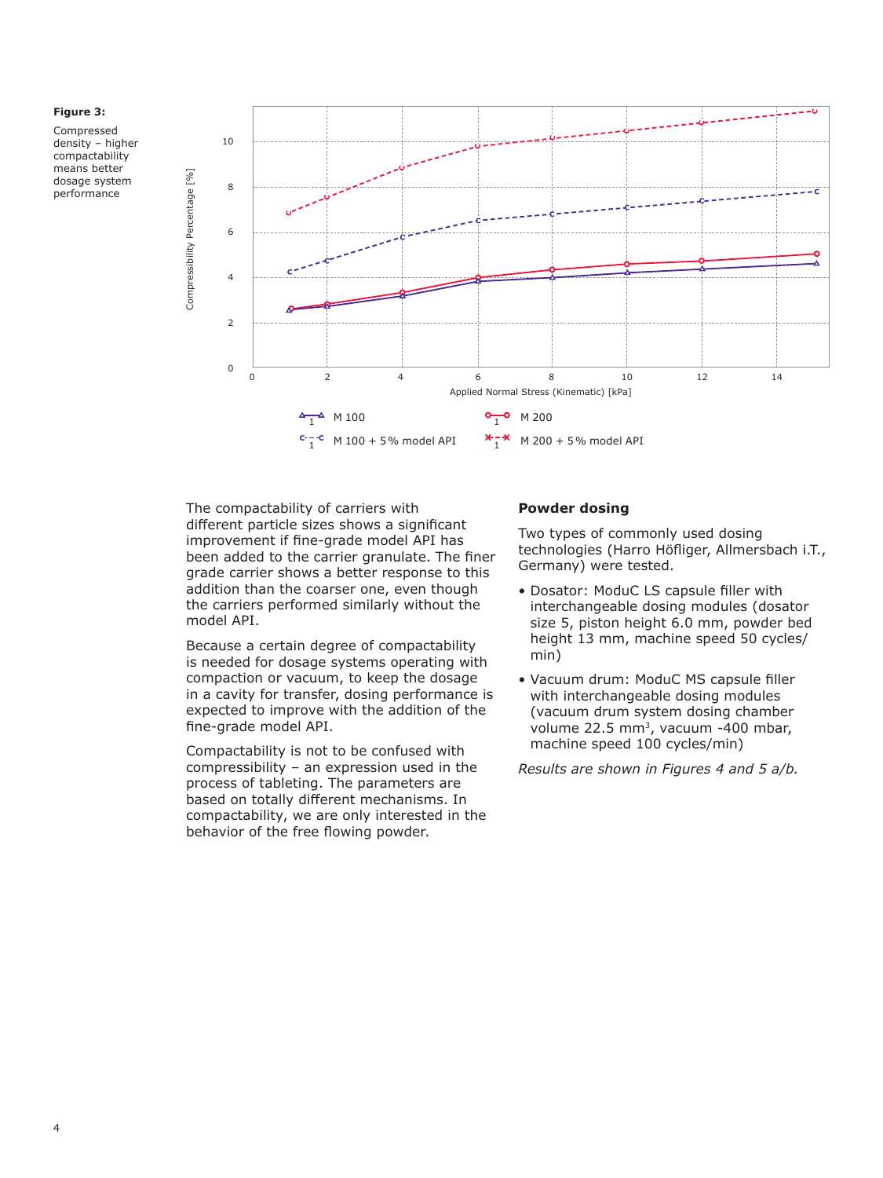**Figure 3:**

Compressed density – higher compactability means better dosage system performance

The compactability of carriers with different particle sizes shows a significant improvement if fine-grade model API has been added to the carrier granulate. The finer grade carrier shows a better response to this addition than the coarser one, even though the carriers performed similarly without the model API.

Because a certain degree of compactability is needed for dosage systems operating with compaction or vacuum, to keep the dosage in a cavity for transfer, dosing performance is expected to improve with the addition of the fine-grade model API.

Compactability is not to be confused with compressibility – an expression used in the process of tableting. The parameters are based on totally different mechanisms. In compactability, we are only interested in the behavior of the free flowing powder.

## Powder dosing

Two types of commonly used dosing technologies (Harro Höfliger, Allmersbach i.T., Germany) were tested.

- Dosator: ModuC LS capsule filler with interchangeable dosing modules (dosator size 5, piston height 6.0 mm, powder bed height 13 mm, machine speed 50 cycles/min)
- Vacuum drum: ModuC MS capsule filler with interchangeable dosing modules (vacuum drum system dosing chamber volume 22.5 mm³, vacuum -400 mbar, machine speed 100 cycles/min)

*Results are shown in Figures 4 and 5 a/b.*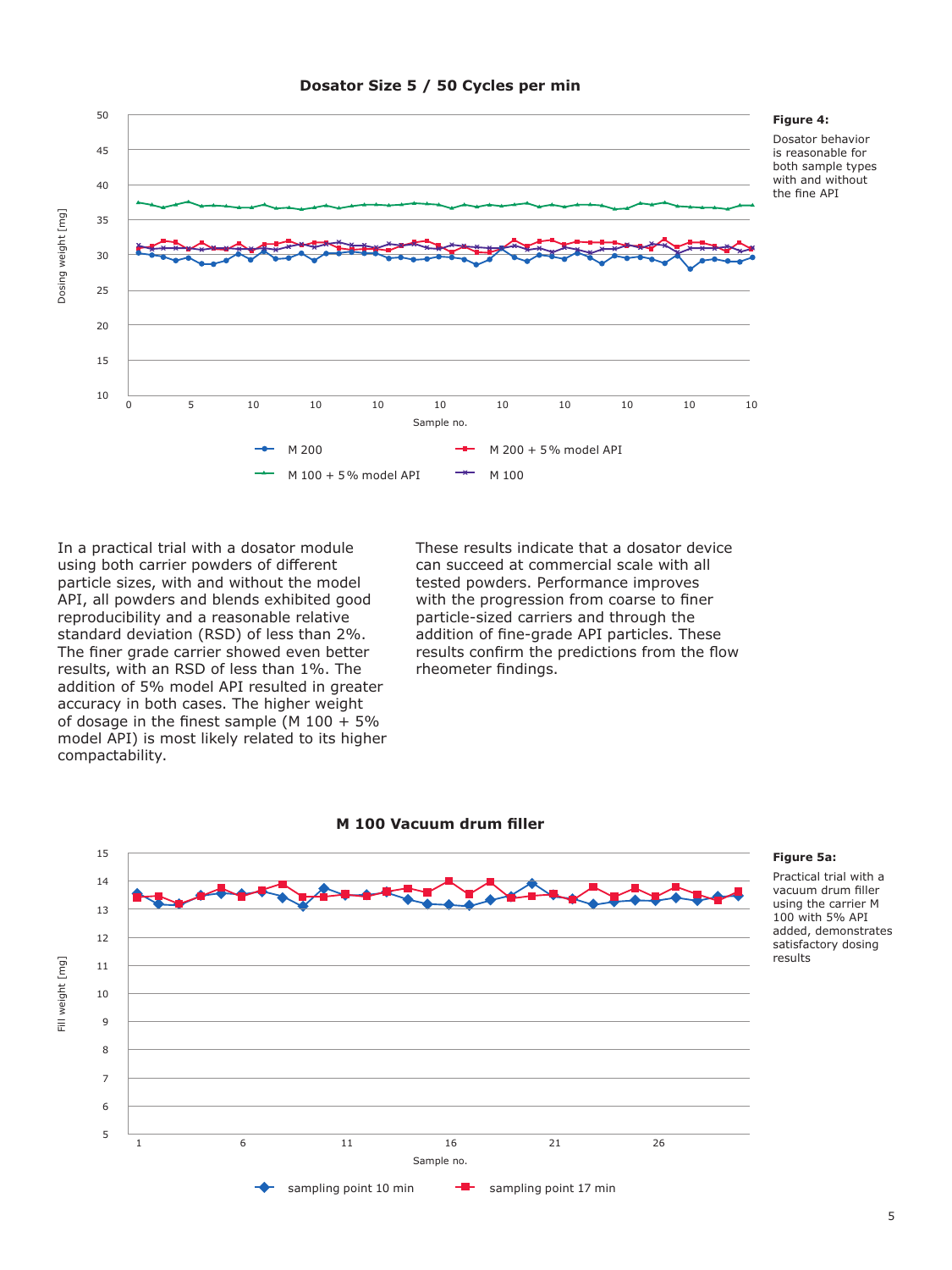**Dosator Size 5 / 50 Cycles per min**

Dosing weight [mg]

Sample no.

M 200 — M 200 + 5% model API — M 100 + 5% model API — M 100

**Figure 4:**

Dosator behavior is reasonable for both sample types with and without the fine API

In a practical trial with a dosator module using both carrier powders of different particle sizes, with and without the model API, all powders and blends exhibited good reproducibility and a reasonable relative standard deviation (RSD) of less than 2%. The finer grade carrier showed even better results, with an RSD of less than 1%. The addition of 5% model API resulted in greater accuracy in both cases. The higher weight of dosage in the finest sample (M 100 + 5% model API) is most likely related to its higher compactability.

These results indicate that a dosator device can succeed at commercial scale with all tested powders. Performance improves with the progression from coarse to finer particle-sized carriers and through the addition of fine-grade API particles. These results confirm the predictions from the flow rheometer findings.

**M 100 Vacuum drum filler**

Fill weight [mg]

Sample no.

sampling point 10 min — sampling point 17 min

**Figure 5a:**

Practical trial with a vacuum drum filler using the carrier M 100 with 5% API added, demonstrates satisfactory dosing results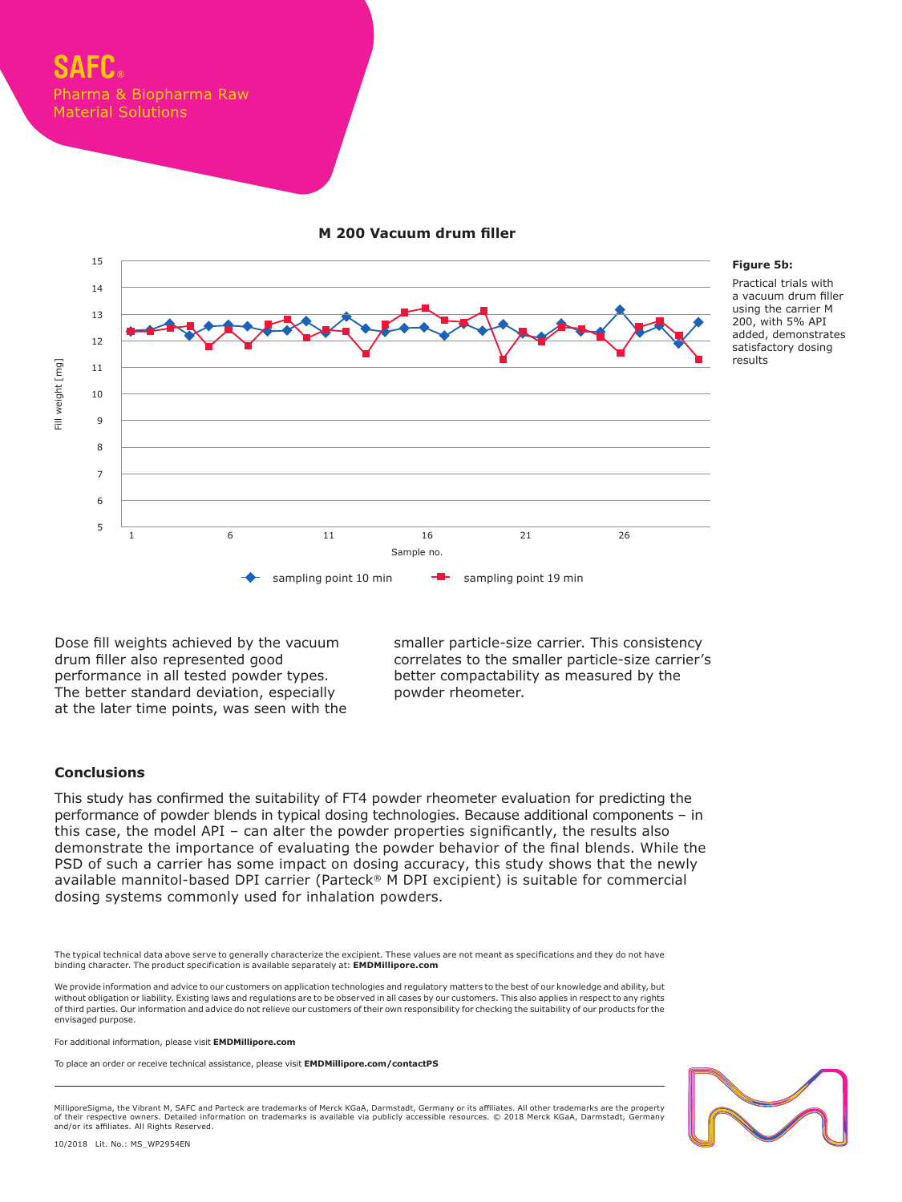SAFC®
Pharma & Biopharma Raw Material Solutions

**M 200 Vacuum drum filler**

Fill weight [mg]

15
14
13
12
11
10
9
8
7
6
5

1
6
11
16
21
26

Sample no.

sampling point 10 min
sampling point 19 min

**Figure 5b:**

Practical trials with a vacuum drum filler using the carrier M 200, with 5% API added, demonstrates satisfactory dosing results

Dose fill weights achieved by the vacuum drum filler also represented good performance in all tested powder types. The better standard deviation, especially at the later time points, was seen with the smaller particle-size carrier. This consistency correlates to the smaller particle-size carrier's better compactability as measured by the powder rheometer.

## Conclusions

This study has confirmed the suitability of FT4 powder rheometer evaluation for predicting the performance of powder blends in typical dosing technologies. Because additional components – in this case, the model API – can alter the powder properties significantly, the results also demonstrate the importance of evaluating the powder behavior of the final blends. While the PSD of such a carrier has some impact on dosing accuracy, this study shows that the newly available mannitol-based DPI carrier (Parteck® M DPI excipient) is suitable for commercial dosing systems commonly used for inhalation powders.

The typical technical data above serve to generally characterize the excipient. These values are not meant as specifications and they do not have binding character. The product specification is available separately at: **EMDMillipore.com**

We provide information and advice to our customers on application technologies and regulatory matters to the best of our knowledge and ability, but without obligation or liability. Existing laws and regulations are to be observed in all cases by our customers. This also applies in respect to any rights of third parties. Our information and advice do not relieve our customers of their own responsibility for checking the suitability of our products for the envisaged purpose.

For additional information, please visit **EMDMillipore.com**

To place an order or receive technical assistance, please visit **EMDMillipore.com/contactPS**

MilliporeSigma, the Vibrant M, SAFC and Parteck are trademarks of Merck KGaA, Darmstadt, Germany or its affiliates. All other trademarks are the property of their respective owners. Detailed information on trademarks is available via publicly accessible resources. © 2018 Merck KGaA, Darmstadt, Germany and/or its affiliates. All Rights Reserved.

10/2018 Lit. No.: MS_WP2954EN